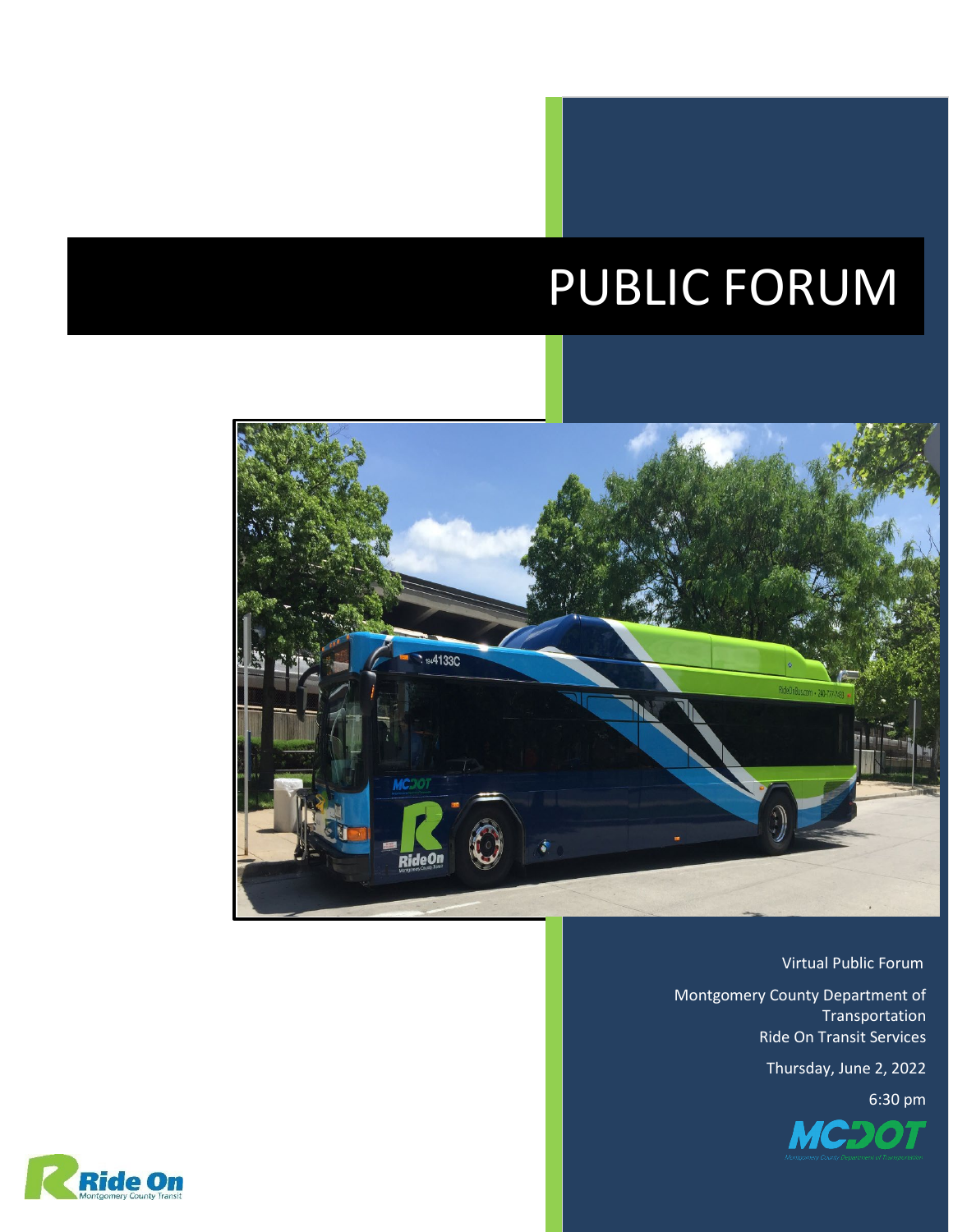# PUBLIC FORUM

Virtual Public Forum

Montgomery County Department of Transportation
Ride On Transit Services

Thursday, June 2, 2022

6:30 pm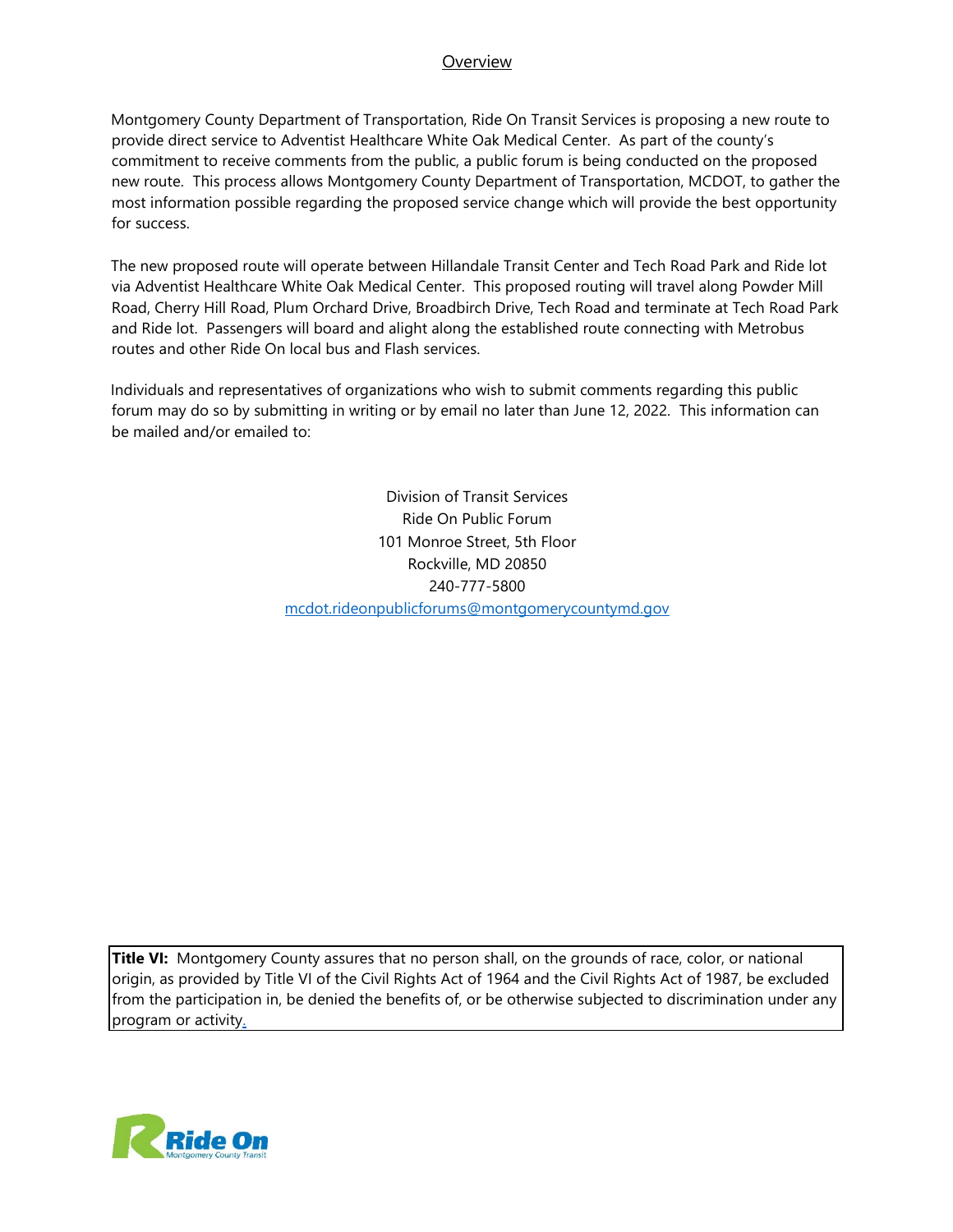## Overview

Montgomery County Department of Transportation, Ride On Transit Services is proposing a new route to provide direct service to Adventist Healthcare White Oak Medical Center. As part of the county's commitment to receive comments from the public, a public forum is being conducted on the proposed new route. This process allows Montgomery County Department of Transportation, MCDOT, to gather the most information possible regarding the proposed service change which will provide the best opportunity for success.

The new proposed route will operate between Hillandale Transit Center and Tech Road Park and Ride lot via Adventist Healthcare White Oak Medical Center. This proposed routing will travel along Powder Mill Road, Cherry Hill Road, Plum Orchard Drive, Broadbirch Drive, Tech Road and terminate at Tech Road Park and Ride lot. Passengers will board and alight along the established route connecting with Metrobus routes and other Ride On local bus and Flash services.

Individuals and representatives of organizations who wish to submit comments regarding this public forum may do so by submitting in writing or by email no later than June 12, 2022. This information can be mailed and/or emailed to:

Division of Transit Services  
Ride On Public Forum  
101 Monroe Street, 5th Floor  
Rockville, MD 20850  
240-777-5800  
mcdot.rideonpublicforums@montgomerycountymd.gov

**Title VI:** Montgomery County assures that no person shall, on the grounds of race, color, or national origin, as provided by Title VI of the Civil Rights Act of 1964 and the Civil Rights Act of 1987, be excluded from the participation in, be denied the benefits of, or be otherwise subjected to discrimination under any program or activity.

Ride On  
Montgomery County Transit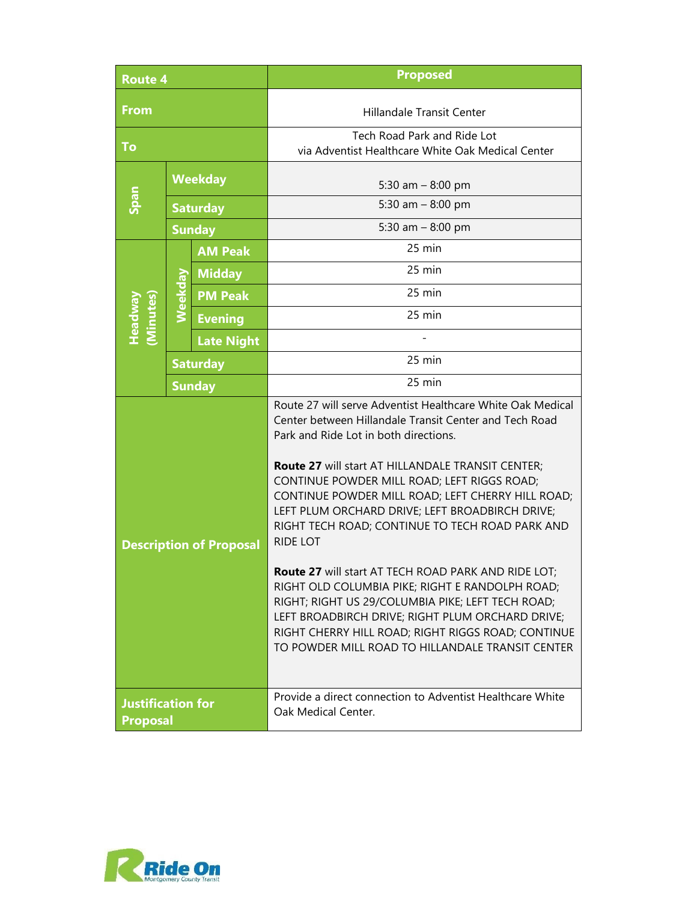| Route 4 | | | Proposed |
|---|---|---|---|
| From | | | Hillandale Transit Center |
| To | | | Tech Road Park and Ride Lot<br>via Adventist Healthcare White Oak Medical Center |
| Span | Weekday | | 5:30 am – 8:00 pm |
| | Saturday | | 5:30 am – 8:00 pm |
| | Sunday | | 5:30 am – 8:00 pm |
| Headway (Minutes) | Weekday | AM Peak | 25 min |
| | | Midday | 25 min |
| | | PM Peak | 25 min |
| | | Evening | 25 min |
| | | Late Night | - |
| | Saturday | | 25 min |
| | Sunday | | 25 min |
| Description of Proposal | | | Route 27 will serve Adventist Healthcare White Oak Medical Center between Hillandale Transit Center and Tech Road Park and Ride Lot in both directions.<br><br>**Route 27** will start AT HILLANDALE TRANSIT CENTER; CONTINUE POWDER MILL ROAD; LEFT RIGGS ROAD; CONTINUE POWDER MILL ROAD; LEFT CHERRY HILL ROAD; LEFT PLUM ORCHARD DRIVE; LEFT BROADBIRCH DRIVE; RIGHT TECH ROAD; CONTINUE TO TECH ROAD PARK AND RIDE LOT<br><br>**Route 27** will start AT TECH ROAD PARK AND RIDE LOT; RIGHT OLD COLUMBIA PIKE; RIGHT E RANDOLPH ROAD; RIGHT; RIGHT US 29/COLUMBIA PIKE; LEFT TECH ROAD; LEFT BROADBIRCH DRIVE; RIGHT PLUM ORCHARD DRIVE; RIGHT CHERRY HILL ROAD; RIGHT RIGGS ROAD; CONTINUE TO POWDER MILL ROAD TO HILLANDALE TRANSIT CENTER |
| Justification for Proposal | | | Provide a direct connection to Adventist Healthcare White Oak Medical Center. |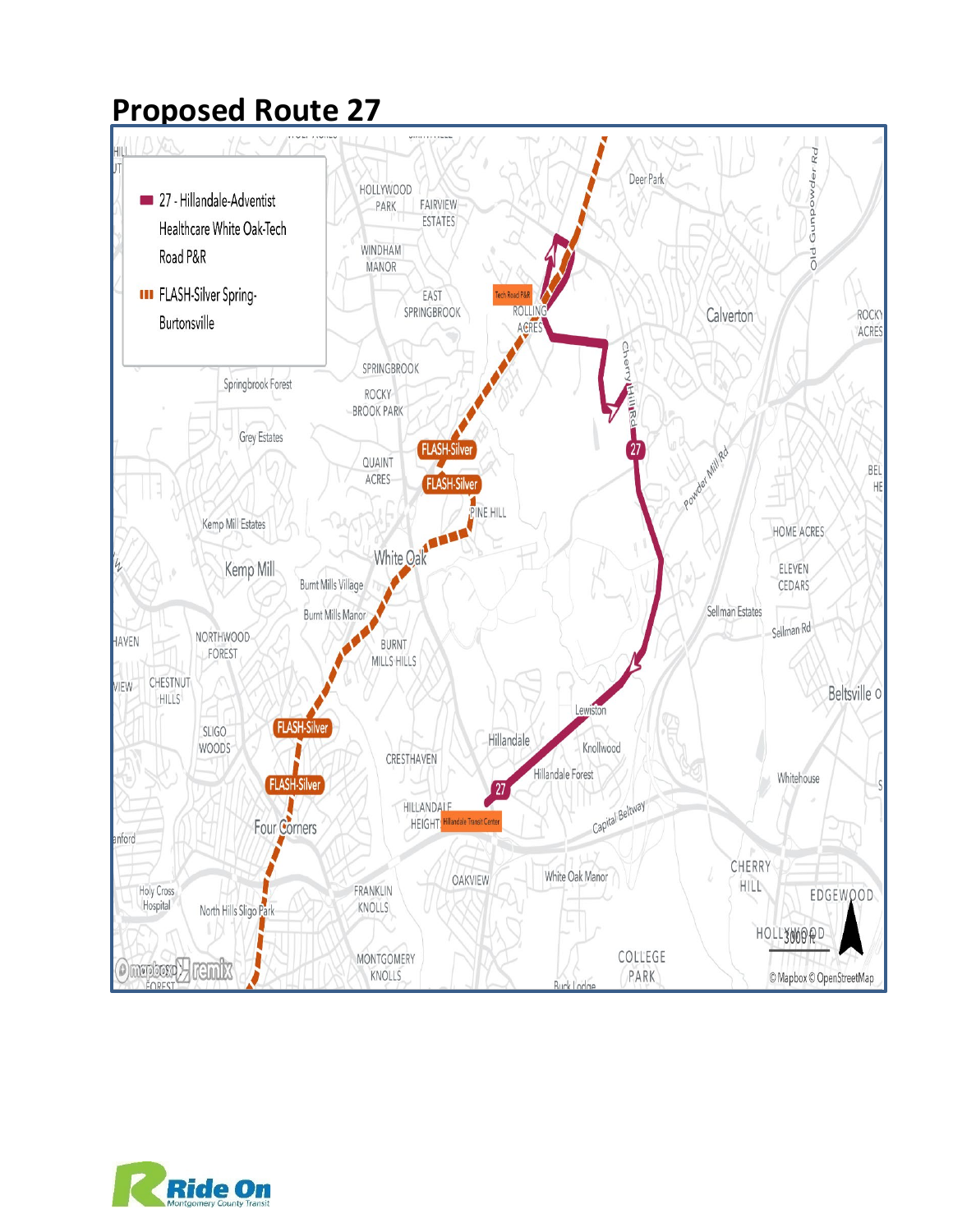# Proposed Route 27

27 - Hillandale-Adventist Healthcare White Oak-Tech Road P&R

FLASH-Silver Spring-Burtonsville

Tech Road P&R

Hillandale Transit Center

27

FLASH-Silver

© Mapbox © OpenStreetMap

3000 ft

Ride On
Montgomery County Transit